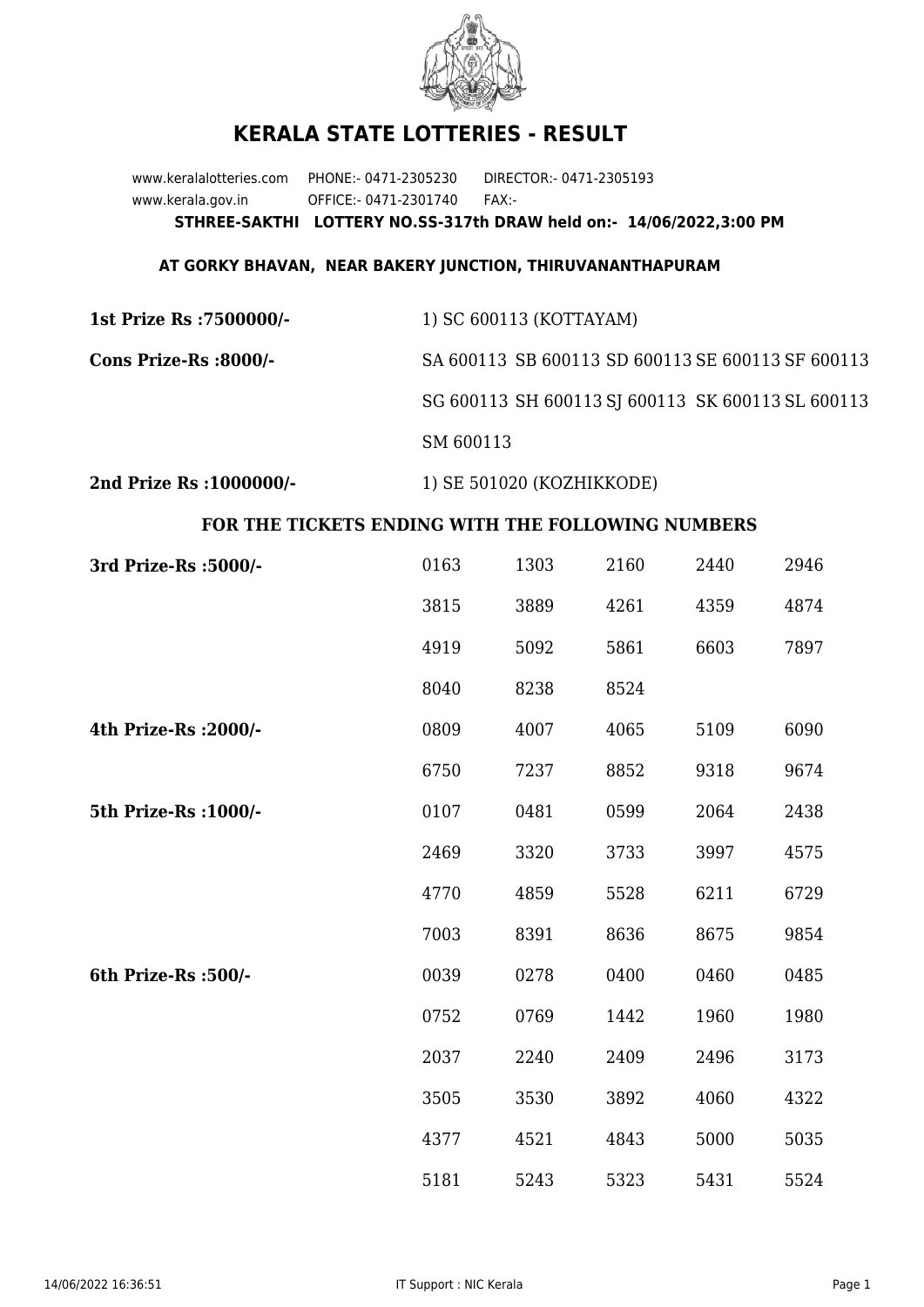# KERALA STATE LOTTERIES - RESULT

www.keralalotteries.com PHONE:- 0471-2305230 DIRECTOR:- 0471-2305193

www.kerala.gov.in OFFICE:- 0471-2301740 FAX:-

**STHREE-SAKTHI LOTTERY NO.SS-317th DRAW held on:- 14/06/2022,3:00 PM**

**AT GORKY BHAVAN, NEAR BAKERY JUNCTION, THIRUVANANTHAPURAM**

**1st Prize Rs :7500000/-** 1) SC 600113 (KOTTAYAM)

**Cons Prize-Rs :8000/-** SA 600113 SB 600113 SD 600113 SE 600113 SF 600113 SG 600113 SH 600113 SJ 600113 SK 600113 SL 600113 SM 600113

**2nd Prize Rs :1000000/-** 1) SE 501020 (KOZHIKKODE)

## FOR THE TICKETS ENDING WITH THE FOLLOWING NUMBERS

| Prize | | | | | |
|---|---|---|---|---|---|
| **3rd Prize-Rs :5000/-** | 0163 | 1303 | 2160 | 2440 | 2946 |
| | 3815 | 3889 | 4261 | 4359 | 4874 |
| | 4919 | 5092 | 5861 | 6603 | 7897 |
| | 8040 | 8238 | 8524 | | |
| **4th Prize-Rs :2000/-** | 0809 | 4007 | 4065 | 5109 | 6090 |
| | 6750 | 7237 | 8852 | 9318 | 9674 |
| **5th Prize-Rs :1000/-** | 0107 | 0481 | 0599 | 2064 | 2438 |
| | 2469 | 3320 | 3733 | 3997 | 4575 |
| | 4770 | 4859 | 5528 | 6211 | 6729 |
| | 7003 | 8391 | 8636 | 8675 | 9854 |
| **6th Prize-Rs :500/-** | 0039 | 0278 | 0400 | 0460 | 0485 |
| | 0752 | 0769 | 1442 | 1960 | 1980 |
| | 2037 | 2240 | 2409 | 2496 | 3173 |
| | 3505 | 3530 | 3892 | 4060 | 4322 |
| | 4377 | 4521 | 4843 | 5000 | 5035 |
| | 5181 | 5243 | 5323 | 5431 | 5524 |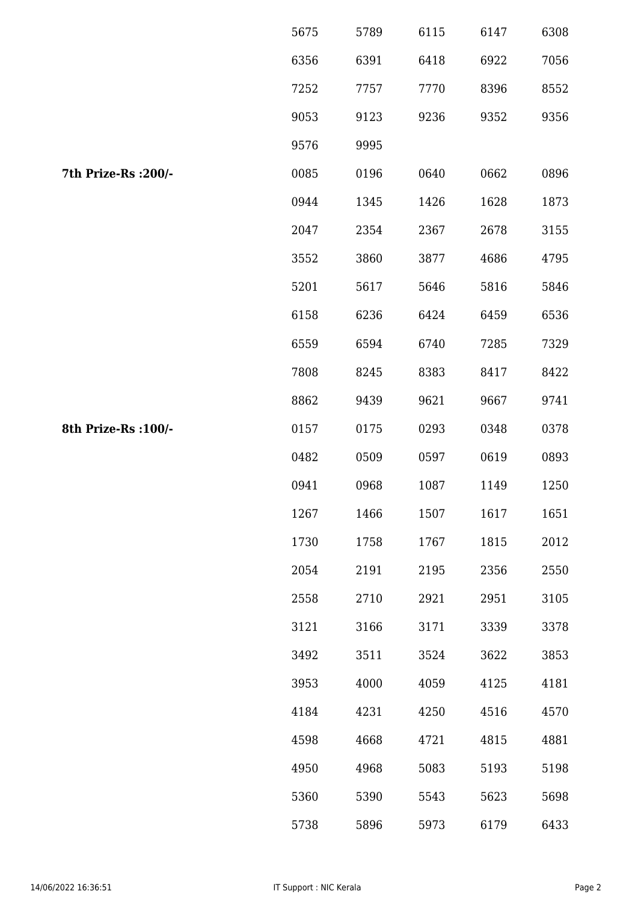| | | | | | |
|---|---|---|---|---|---|
| | 5675 | 5789 | 6115 | 6147 | 6308 |
| | 6356 | 6391 | 6418 | 6922 | 7056 |
| | 7252 | 7757 | 7770 | 8396 | 8552 |
| | 9053 | 9123 | 9236 | 9352 | 9356 |
| | 9576 | 9995 | | | |
| **7th Prize-Rs :200/-** | 0085 | 0196 | 0640 | 0662 | 0896 |
| | 0944 | 1345 | 1426 | 1628 | 1873 |
| | 2047 | 2354 | 2367 | 2678 | 3155 |
| | 3552 | 3860 | 3877 | 4686 | 4795 |
| | 5201 | 5617 | 5646 | 5816 | 5846 |
| | 6158 | 6236 | 6424 | 6459 | 6536 |
| | 6559 | 6594 | 6740 | 7285 | 7329 |
| | 7808 | 8245 | 8383 | 8417 | 8422 |
| | 8862 | 9439 | 9621 | 9667 | 9741 |
| **8th Prize-Rs :100/-** | 0157 | 0175 | 0293 | 0348 | 0378 |
| | 0482 | 0509 | 0597 | 0619 | 0893 |
| | 0941 | 0968 | 1087 | 1149 | 1250 |
| | 1267 | 1466 | 1507 | 1617 | 1651 |
| | 1730 | 1758 | 1767 | 1815 | 2012 |
| | 2054 | 2191 | 2195 | 2356 | 2550 |
| | 2558 | 2710 | 2921 | 2951 | 3105 |
| | 3121 | 3166 | 3171 | 3339 | 3378 |
| | 3492 | 3511 | 3524 | 3622 | 3853 |
| | 3953 | 4000 | 4059 | 4125 | 4181 |
| | 4184 | 4231 | 4250 | 4516 | 4570 |
| | 4598 | 4668 | 4721 | 4815 | 4881 |
| | 4950 | 4968 | 5083 | 5193 | 5198 |
| | 5360 | 5390 | 5543 | 5623 | 5698 |
| | 5738 | 5896 | 5973 | 6179 | 6433 |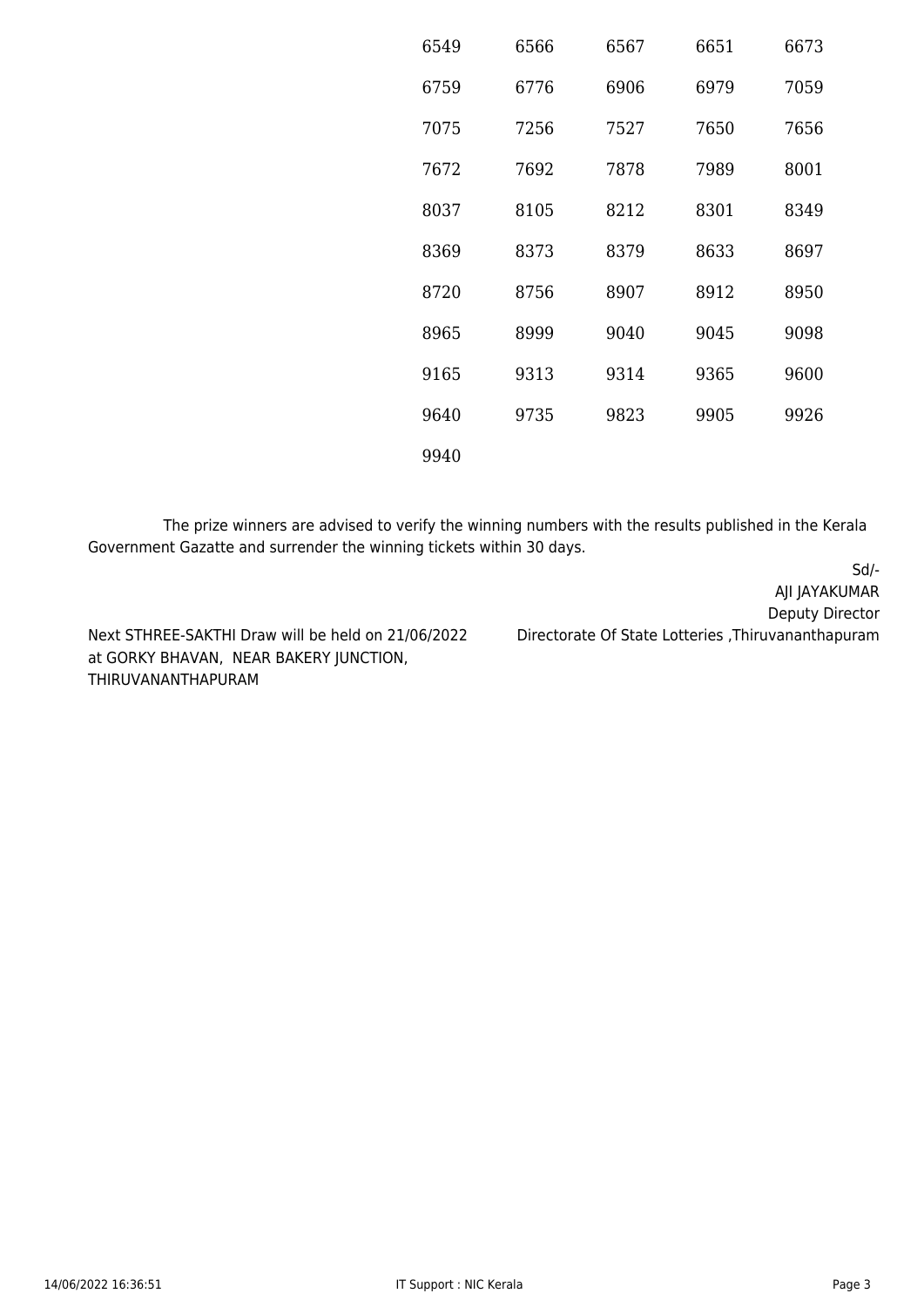| | | | | |
|---|---|---|---|---|
| 6549 | 6566 | 6567 | 6651 | 6673 |
| 6759 | 6776 | 6906 | 6979 | 7059 |
| 7075 | 7256 | 7527 | 7650 | 7656 |
| 7672 | 7692 | 7878 | 7989 | 8001 |
| 8037 | 8105 | 8212 | 8301 | 8349 |
| 8369 | 8373 | 8379 | 8633 | 8697 |
| 8720 | 8756 | 8907 | 8912 | 8950 |
| 8965 | 8999 | 9040 | 9045 | 9098 |
| 9165 | 9313 | 9314 | 9365 | 9600 |
| 9640 | 9735 | 9823 | 9905 | 9926 |
| 9940 | | | | |

The prize winners are advised to verify the winning numbers with the results published in the Kerala Government Gazatte and surrender the winning tickets within 30 days.

Sd/-
AJI JAYAKUMAR
Deputy Director
Directorate Of State Lotteries ,Thiruvananthapuram

Next STHREE-SAKTHI Draw will be held on 21/06/2022 at GORKY BHAVAN, NEAR BAKERY JUNCTION, THIRUVANANTHAPURAM